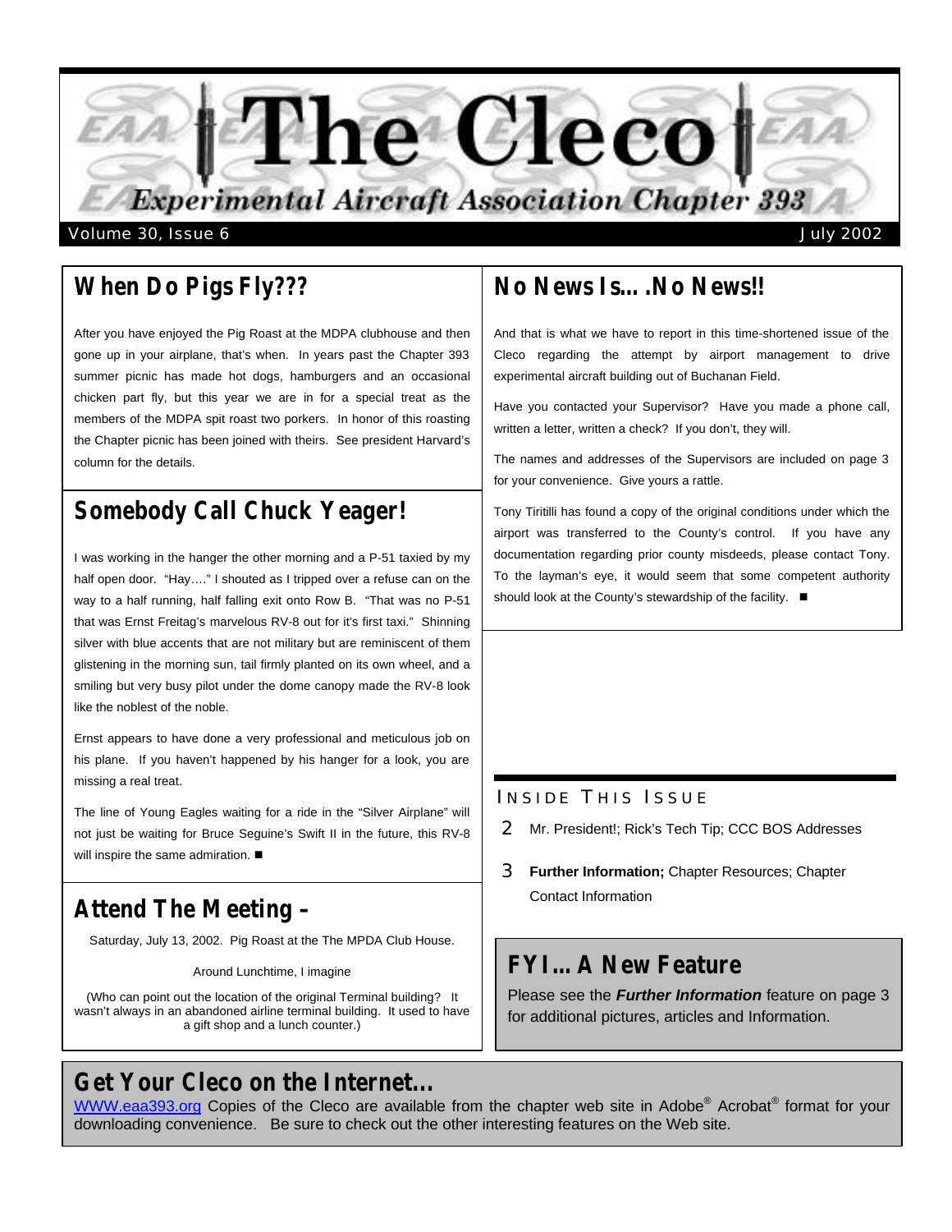# The Cleco

## Experimental Aircraft Association Chapter 393

Volume 30, Issue 6 — July 2002

## When Do Pigs Fly???

After you have enjoyed the Pig Roast at the MDPA clubhouse and then gone up in your airplane, that's when. In years past the Chapter 393 summer picnic has made hot dogs, hamburgers and an occasional chicken part fly, but this year we are in for a special treat as the members of the MDPA spit roast two porkers. In honor of this roasting the Chapter picnic has been joined with theirs. See president Harvard's column for the details.

## Somebody Call Chuck Yeager!

I was working in the hanger the other morning and a P-51 taxied by my half open door. "Hay…." I shouted as I tripped over a refuse can on the way to a half running, half falling exit onto Row B. "That was no P-51 that was Ernst Freitag's marvelous RV-8 out for it's first taxi." Shinning silver with blue accents that are not military but are reminiscent of them glistening in the morning sun, tail firmly planted on its own wheel, and a smiling but very busy pilot under the dome canopy made the RV-8 look like the noblest of the noble.

Ernst appears to have done a very professional and meticulous job on his plane. If you haven't happened by his hanger for a look, you are missing a real treat.

The line of Young Eagles waiting for a ride in the "Silver Airplane" will not just be waiting for Bruce Seguine's Swift II in the future, this RV-8 will inspire the same admiration. ■

## Attend The Meeting –

Saturday, July 13, 2002. Pig Roast at the The MPDA Club House.

Around Lunchtime, I imagine

(Who can point out the location of the original Terminal building? It wasn't always in an abandoned airline terminal building. It used to have a gift shop and a lunch counter.)

## No News Is….No News!!

And that is what we have to report in this time-shortened issue of the Cleco regarding the attempt by airport management to drive experimental aircraft building out of Buchanan Field.

Have you contacted your Supervisor? Have you made a phone call, written a letter, written a check? If you don't, they will.

The names and addresses of the Supervisors are included on page 3 for your convenience. Give yours a rattle.

Tony Tiritilli has found a copy of the original conditions under which the airport was transferred to the County's control. If you have any documentation regarding prior county misdeeds, please contact Tony. To the layman's eye, it would seem that some competent authority should look at the County's stewardship of the facility. ■

### Inside This Issue

- 2 Mr. President!; Rick's Tech Tip; CCC BOS Addresses
- 3 **Further Information;** Chapter Resources; Chapter Contact Information

## FYI… A New Feature

Please see the ***Further Information*** feature on page 3 for additional pictures, articles and Information.

## Get Your Cleco on the Internet…

WWW.eaa393.org Copies of the Cleco are available from the chapter web site in Adobe® Acrobat® format for your downloading convenience. Be sure to check out the other interesting features on the Web site.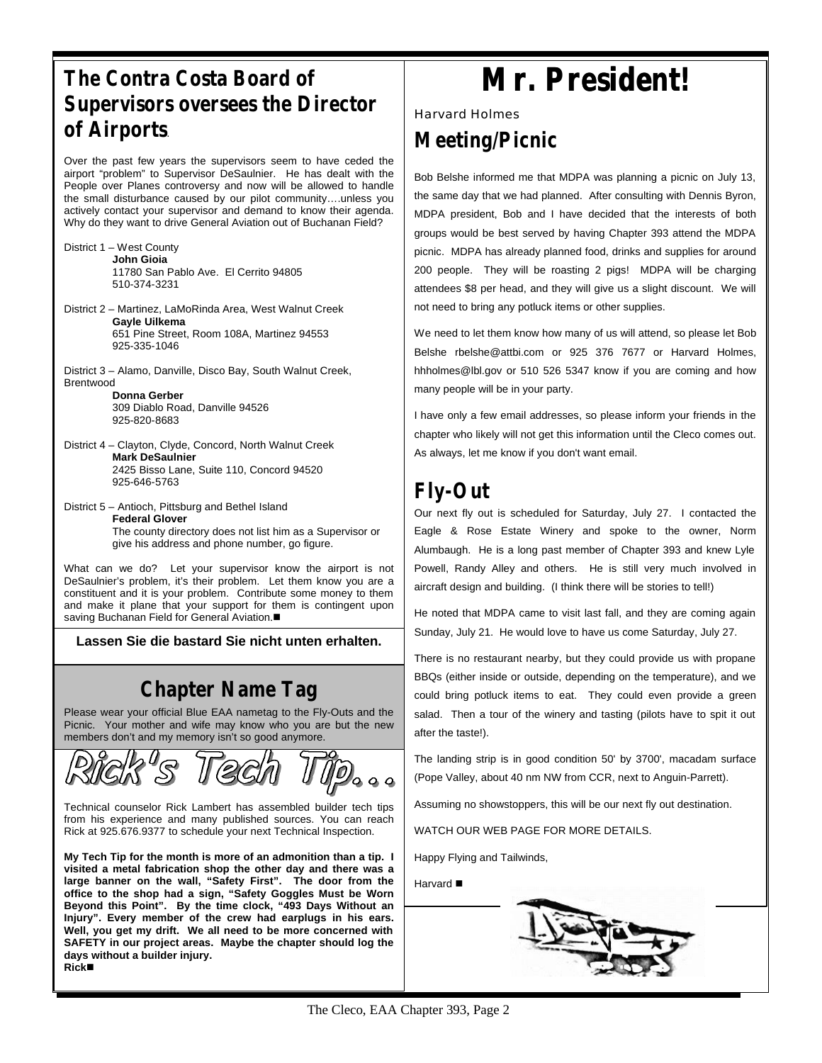## The Contra Costa Board of Supervisors oversees the Director of Airports.

Over the past few years the supervisors seem to have ceded the airport "problem" to Supervisor DeSaulnier. He has dealt with the People over Planes controversy and now will be allowed to handle the small disturbance caused by our pilot community….unless you actively contact your supervisor and demand to know their agenda. Why do they want to drive General Aviation out of Buchanan Field?

District 1 – West County
**John Gioia**
11780 San Pablo Ave. El Cerrito 94805
510-374-3231

District 2 – Martinez, LaMoRinda Area, West Walnut Creek
**Gayle Uilkema**
651 Pine Street, Room 108A, Martinez 94553
925-335-1046

District 3 – Alamo, Danville, Disco Bay, South Walnut Creek, Brentwood
**Donna Gerber**
309 Diablo Road, Danville 94526
925-820-8683

District 4 – Clayton, Clyde, Concord, North Walnut Creek
**Mark DeSaulnier**
2425 Bisso Lane, Suite 110, Concord 94520
925-646-5763

District 5 – Antioch, Pittsburg and Bethel Island
**Federal Glover**
The county directory does not list him as a Supervisor or give his address and phone number, go figure.

What can we do? Let your supervisor know the airport is not DeSaulnier's problem, it's their problem. Let them know you are a constituent and it is your problem. Contribute some money to them and make it plane that your support for them is contingent upon saving Buchanan Field for General Aviation.■

**Lassen Sie die bastard Sie nicht unten erhalten.**

## Chapter Name Tag

Please wear your official Blue EAA nametag to the Fly-Outs and the Picnic. Your mother and wife may know who you are but the new members don't and my memory isn't so good anymore.

## Rick's Tech Tip...

Technical counselor Rick Lambert has assembled builder tech tips from his experience and many published sources. You can reach Rick at 925.676.9377 to schedule your next Technical Inspection.

**My Tech Tip for the month is more of an admonition than a tip. I visited a metal fabrication shop the other day and there was a large banner on the wall, "Safety First". The door from the office to the shop had a sign, "Safety Goggles Must be Worn Beyond this Point". By the time clock, "493 Days Without an Injury". Every member of the crew had earplugs in his ears. Well, you get my drift. We all need to be more concerned with SAFETY in our project areas. Maybe the chapter should log the days without a builder injury.**
**Rick■**

# Mr. President!

Harvard Holmes

## Meeting/Picnic

Bob Belshe informed me that MDPA was planning a picnic on July 13, the same day that we had planned. After consulting with Dennis Byron, MDPA president, Bob and I have decided that the interests of both groups would be best served by having Chapter 393 attend the MDPA picnic. MDPA has already planned food, drinks and supplies for around 200 people. They will be roasting 2 pigs! MDPA will be charging attendees $8 per head, and they will give us a slight discount. We will not need to bring any potluck items or other supplies.

We need to let them know how many of us will attend, so please let Bob Belshe rbelshe@attbi.com or 925 376 7677 or Harvard Holmes, hhholmes@lbl.gov or 510 526 5347 know if you are coming and how many people will be in your party.

I have only a few email addresses, so please inform your friends in the chapter who likely will not get this information until the Cleco comes out. As always, let me know if you don't want email.

## Fly-Out

Our next fly out is scheduled for Saturday, July 27. I contacted the Eagle & Rose Estate Winery and spoke to the owner, Norm Alumbaugh. He is a long past member of Chapter 393 and knew Lyle Powell, Randy Alley and others. He is still very much involved in aircraft design and building. (I think there will be stories to tell!)

He noted that MDPA came to visit last fall, and they are coming again Sunday, July 21. He would love to have us come Saturday, July 27.

There is no restaurant nearby, but they could provide us with propane BBQs (either inside or outside, depending on the temperature), and we could bring potluck items to eat. They could even provide a green salad. Then a tour of the winery and tasting (pilots have to spit it out after the taste!).

The landing strip is in good condition 50' by 3700', macadam surface (Pope Valley, about 40 nm NW from CCR, next to Anguin-Parrett).

Assuming no showstoppers, this will be our next fly out destination.

WATCH OUR WEB PAGE FOR MORE DETAILS.

Happy Flying and Tailwinds,

Harvard ■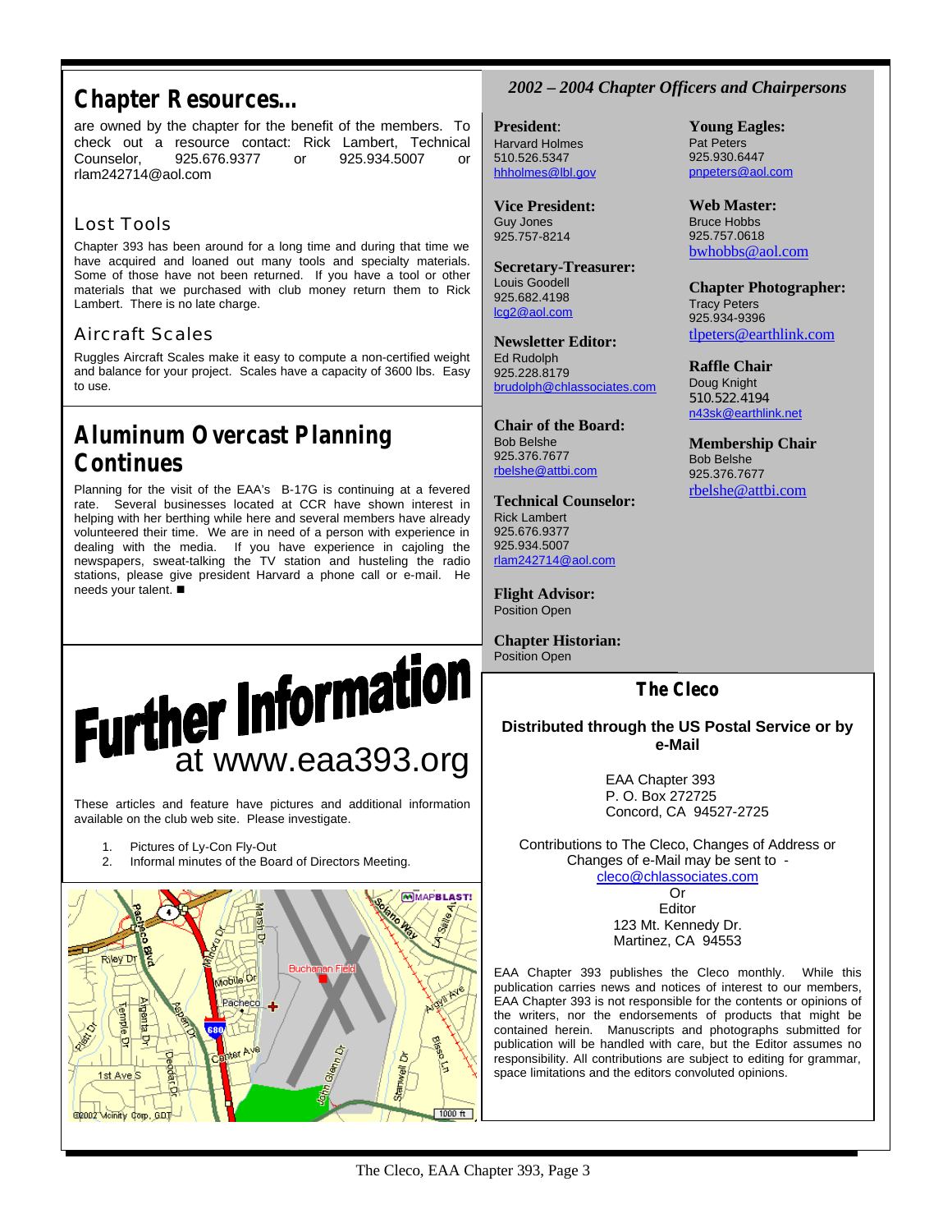## Chapter Resources...

are owned by the chapter for the benefit of the members. To check out a resource contact: Rick Lambert, Technical Counselor, 925.676.9377 or 925.934.5007 or rlam242714@aol.com

### Lost Tools

Chapter 393 has been around for a long time and during that time we have acquired and loaned out many tools and specialty materials. Some of those have not been returned. If you have a tool or other materials that we purchased with club money return them to Rick Lambert. There is no late charge.

### Aircraft Scales

Ruggles Aircraft Scales make it easy to compute a non-certified weight and balance for your project. Scales have a capacity of 3600 lbs. Easy to use.

## Aluminum Overcast Planning Continues

Planning for the visit of the EAA's B-17G is continuing at a fevered rate. Several businesses located at CCR have shown interest in helping with her berthing while here and several members have already volunteered their time. We are in need of a person with experience in dealing with the media. If you have experience in cajoling the newspapers, sweat-talking the TV station and husteling the radio stations, please give president Harvard a phone call or e-mail. He needs your talent. ■

## Further Information at www.eaa393.org

These articles and feature have pictures and additional information available on the club web site. Please investigate.

1. Pictures of Ly-Con Fly-Out
2. Informal minutes of the Board of Directors Meeting.

## *2002 – 2004 Chapter Officers and Chairpersons*

**President**:
Harvard Holmes
510.526.5347
hhholmes@lbl.gov

**Vice President:**
Guy Jones
925.757-8214

**Secretary-Treasurer:**
Louis Goodell
925.682.4198
lcg2@aol.com

**Newsletter Editor:**
Ed Rudolph
925.228.8179
brudolph@chlassociates.com

**Chair of the Board:**
Bob Belshe
925.376.7677
rbelshe@attbi.com

**Technical Counselor:**
Rick Lambert
925.676.9377
925.934.5007
rlam242714@aol.com

**Flight Advisor:**
Position Open

**Chapter Historian:**
Position Open

**Young Eagles:**
Pat Peters
925.930.6447
pnpeters@aol.com

**Web Master:**
Bruce Hobbs
925.757.0618
bwhobbs@aol.com

**Chapter Photographer:**
Tracy Peters
925.934-9396
tlpeters@earthlink.com

**Raffle Chair**
Doug Knight
510.522.4194
n43sk@earthlink.net

**Membership Chair**
Bob Belshe
925.376.7677
rbelshe@attbi.com

## The Cleco

**Distributed through the US Postal Service or by e-Mail**

EAA Chapter 393
P. O. Box 272725
Concord, CA 94527-2725

Contributions to The Cleco, Changes of Address or Changes of e-Mail may be sent to -
cleco@chlassociates.com
Or
Editor
123 Mt. Kennedy Dr.
Martinez, CA 94553

EAA Chapter 393 publishes the Cleco monthly. While this publication carries news and notices of interest to our members, EAA Chapter 393 is not responsible for the contents or opinions of the writers, nor the endorsements of products that might be contained herein. Manuscripts and photographs submitted for publication will be handled with care, but the Editor assumes no responsibility. All contributions are subject to editing for grammar, space limitations and the editors convoluted opinions.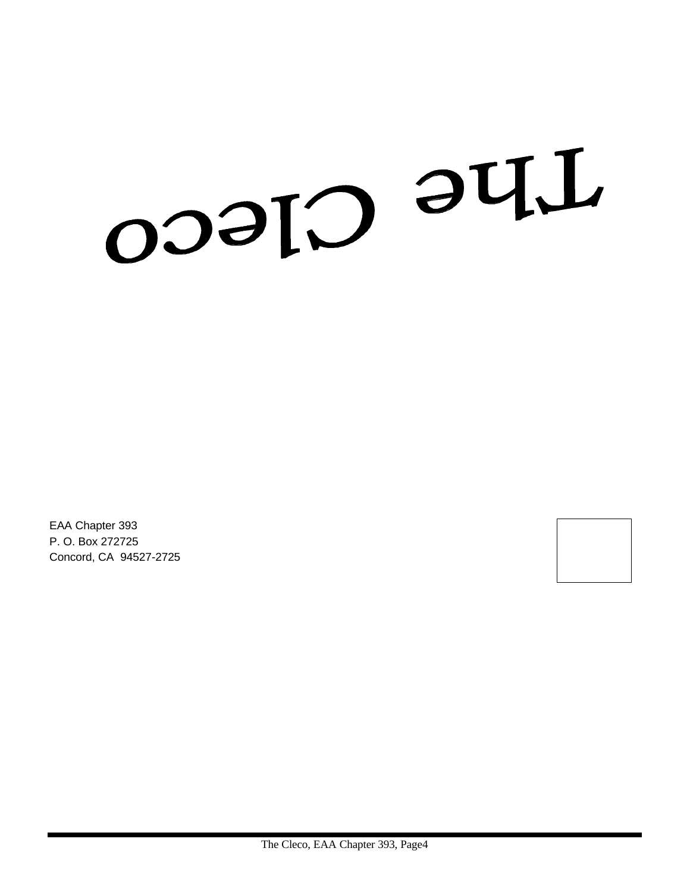# The Cleco

EAA Chapter 393
P. O. Box 272725
Concord, CA  94527-2725